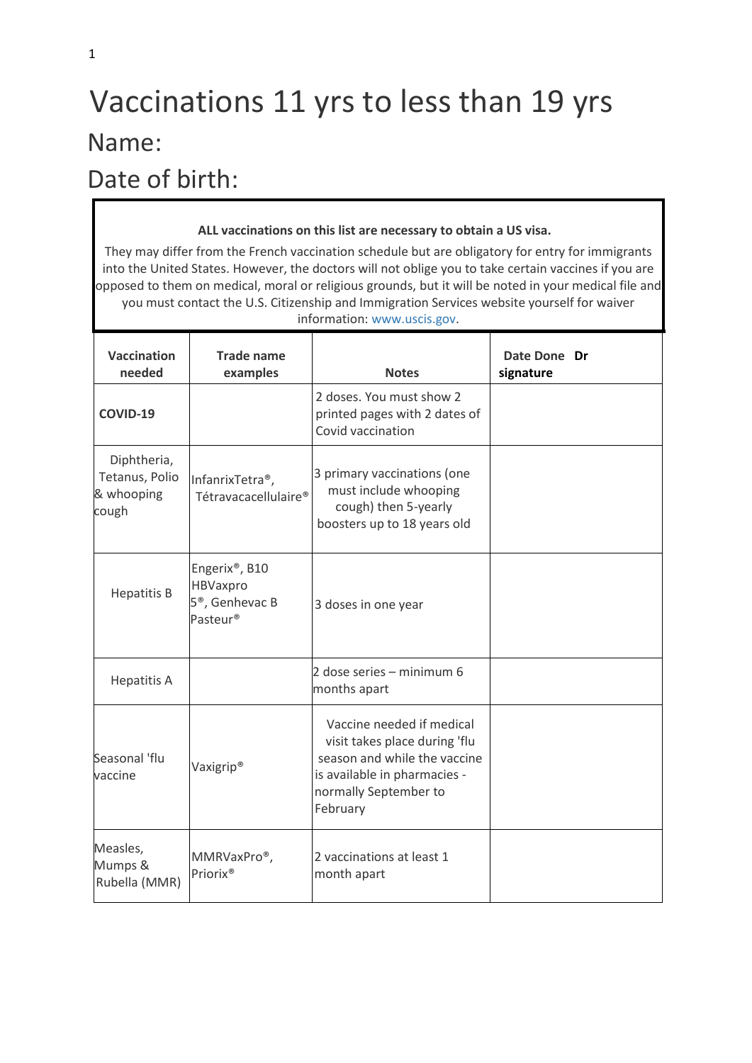# Vaccinations 11 yrs to less than 19 yrs

## Name:

## Date of birth:

**ALL vaccinations on this list are necessary to obtain a US visa.**

They may differ from the French vaccination schedule but are obligatory for entry for immigrants into the United States. However, the doctors will not oblige you to take certain vaccines if you are opposed to them on medical, moral or religious grounds, but it will be noted in your medical file and you must contact the U.S. Citizenship and Immigration Services website yourself for waiver information: www.uscis.gov.

| Vaccination needed | Trade name examples | Notes | Date Done Dr signature |
|---|---|---|---|
| **COVID-19** | | 2 doses. You must show 2 printed pages with 2 dates of Covid vaccination | |
| Diphtheria, Tetanus, Polio & whooping cough | InfanrixTetra®, Tétravacacellulaire® | 3 primary vaccinations (one must include whooping cough) then 5-yearly boosters up to 18 years old | |
| Hepatitis B | Engerix®, B10 HBVaxpro 5®, Genhevac B Pasteur® | 3 doses in one year | |
| Hepatitis A | | 2 dose series – minimum 6 months apart | |
| Seasonal 'flu vaccine | Vaxigrip® | Vaccine needed if medical visit takes place during 'flu season and while the vaccine is available in pharmacies - normally September to February | |
| Measles, Mumps & Rubella (MMR) | MMRVaxPro®, Priorix® | 2 vaccinations at least 1 month apart | |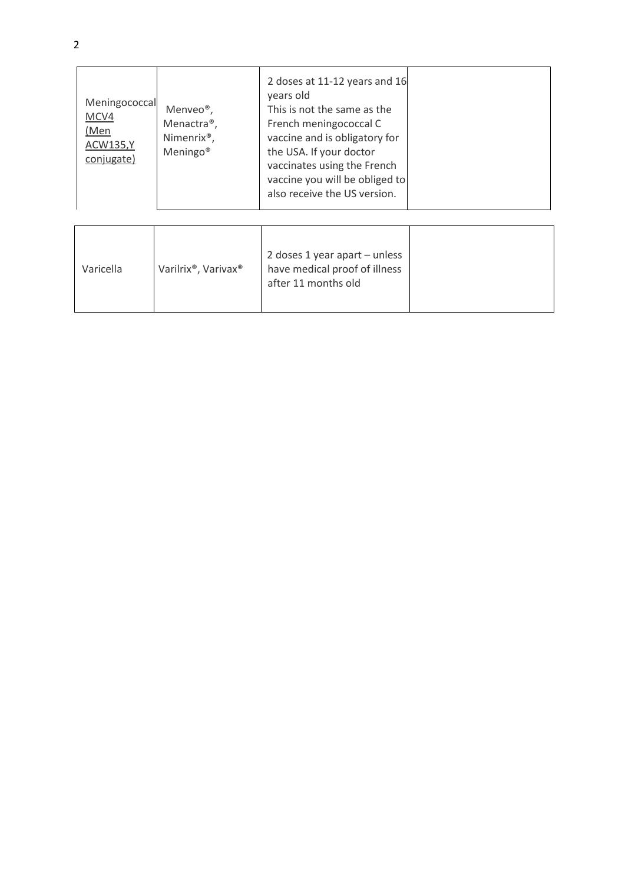| | | | |
|---|---|---|---|
| Meningococcal MCV4 (Men ACW135,Y conjugate) | Menveo®, Menactra®, Nimenrix®, Meningo® | 2 doses at 11-12 years and 16 years old<br>This is not the same as the French meningococcal C vaccine and is obligatory for the USA. If your doctor vaccinates using the French vaccine you will be obliged to also receive the US version. | |
| Varicella | Varilrix®, Varivax® | 2 doses 1 year apart – unless have medical proof of illness after 11 months old | |